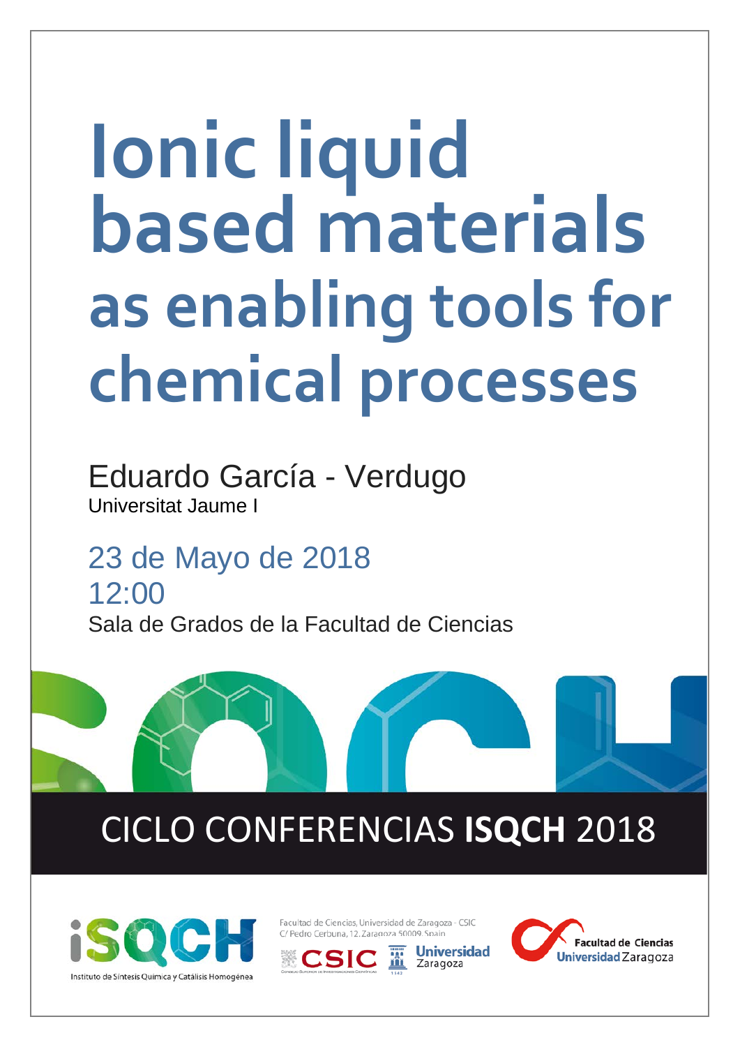# Ionic liquid based materials as enabling tools for chemical processes

Eduardo García - Verdugo
Universitat Jaume I

23 de Mayo de 2018
12:00
Sala de Grados de la Facultad de Ciencias

## CICLO CONFERENCIAS **ISQCH** 2018

Instituto de Síntesis Química y Catálisis Homogénea

Facultad de Ciencias, Universidad de Zaragoza - CSIC
C/ Pedro Cerbuna, 12. Zaragoza 50009. Spain

CSIC

Universidad Zaragoza

Facultad de Ciencias Universidad Zaragoza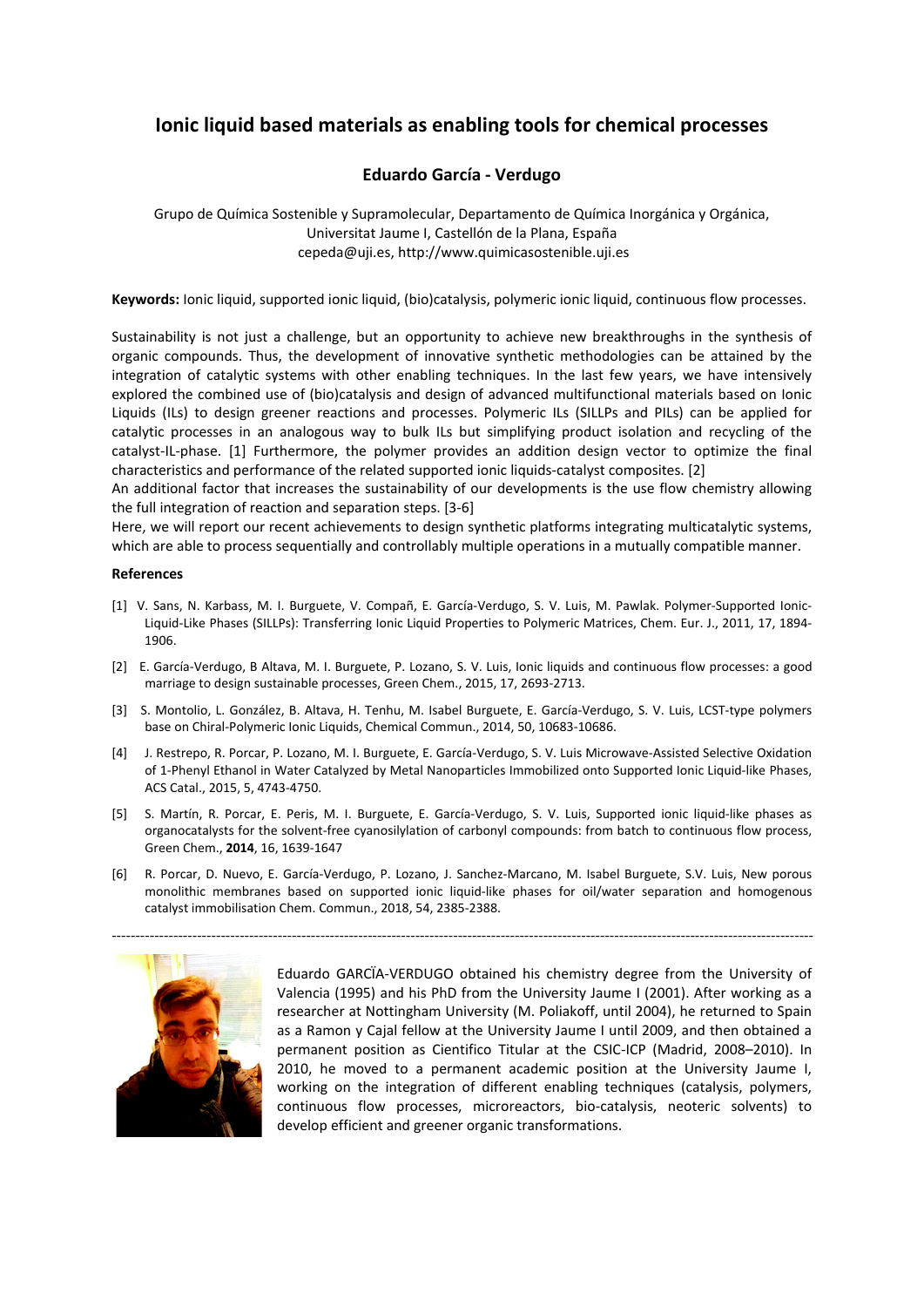# Ionic liquid based materials as enabling tools for chemical processes

**Eduardo García - Verdugo**

Grupo de Química Sostenible y Supramolecular, Departamento de Química Inorgánica y Orgánica, Universitat Jaume I, Castellón de la Plana, España
cepeda@uji.es, http://www.quimicasostenible.uji.es

**Keywords:** Ionic liquid, supported ionic liquid, (bio)catalysis, polymeric ionic liquid, continuous flow processes.

Sustainability is not just a challenge, but an opportunity to achieve new breakthroughs in the synthesis of organic compounds. Thus, the development of innovative synthetic methodologies can be attained by the integration of catalytic systems with other enabling techniques. In the last few years, we have intensively explored the combined use of (bio)catalysis and design of advanced multifunctional materials based on Ionic Liquids (ILs) to design greener reactions and processes. Polymeric ILs (SILLPs and PILs) can be applied for catalytic processes in an analogous way to bulk ILs but simplifying product isolation and recycling of the catalyst-IL-phase. [1] Furthermore, the polymer provides an addition design vector to optimize the final characteristics and performance of the related supported ionic liquids-catalyst composites. [2]
An additional factor that increases the sustainability of our developments is the use flow chemistry allowing the full integration of reaction and separation steps. [3-6]
Here, we will report our recent achievements to design synthetic platforms integrating multicatalytic systems, which are able to process sequentially and controllably multiple operations in a mutually compatible manner.

**References**

[1] V. Sans, N. Karbass, M. I. Burguete, V. Compañ, E. García-Verdugo, S. V. Luis, M. Pawlak. Polymer-Supported Ionic-Liquid-Like Phases (SILLPs): Transferring Ionic Liquid Properties to Polymeric Matrices, Chem. Eur. J., 2011, 17, 1894-1906.

[2] E. García-Verdugo, B Altava, M. I. Burguete, P. Lozano, S. V. Luis, Ionic liquids and continuous flow processes: a good marriage to design sustainable processes, Green Chem., 2015, 17, 2693-2713.

[3] S. Montolio, L. González, B. Altava, H. Tenhu, M. Isabel Burguete, E. García-Verdugo, S. V. Luis, LCST-type polymers base on Chiral-Polymeric Ionic Liquids, Chemical Commun., 2014, 50, 10683-10686.

[4] J. Restrepo, R. Porcar, P. Lozano, M. I. Burguete, E. García-Verdugo, S. V. Luis Microwave-Assisted Selective Oxidation of 1-Phenyl Ethanol in Water Catalyzed by Metal Nanoparticles Immobilized onto Supported Ionic Liquid-like Phases, ACS Catal., 2015, 5, 4743-4750.

[5] S. Martín, R. Porcar, E. Peris, M. I. Burguete, E. García-Verdugo, S. V. Luis, Supported ionic liquid-like phases as organocatalysts for the solvent-free cyanosilylation of carbonyl compounds: from batch to continuous flow process, Green Chem., **2014**, 16, 1639-1647

[6] R. Porcar, D. Nuevo, E. García-Verdugo, P. Lozano, J. Sanchez-Marcano, M. Isabel Burguete, S.V. Luis, New porous monolithic membranes based on supported ionic liquid-like phases for oil/water separation and homogenous catalyst immobilisation Chem. Commun., 2018, 54, 2385-2388.

---

Eduardo GARCÏA-VERDUGO obtained his chemistry degree from the University of Valencia (1995) and his PhD from the University Jaume I (2001). After working as a researcher at Nottingham University (M. Poliakoff, until 2004), he returned to Spain as a Ramon y Cajal fellow at the University Jaume I until 2009, and then obtained a permanent position as Cientifico Titular at the CSIC-ICP (Madrid, 2008–2010). In 2010, he moved to a permanent academic position at the University Jaume I, working on the integration of different enabling techniques (catalysis, polymers, continuous flow processes, microreactors, bio-catalysis, neoteric solvents) to develop efficient and greener organic transformations.